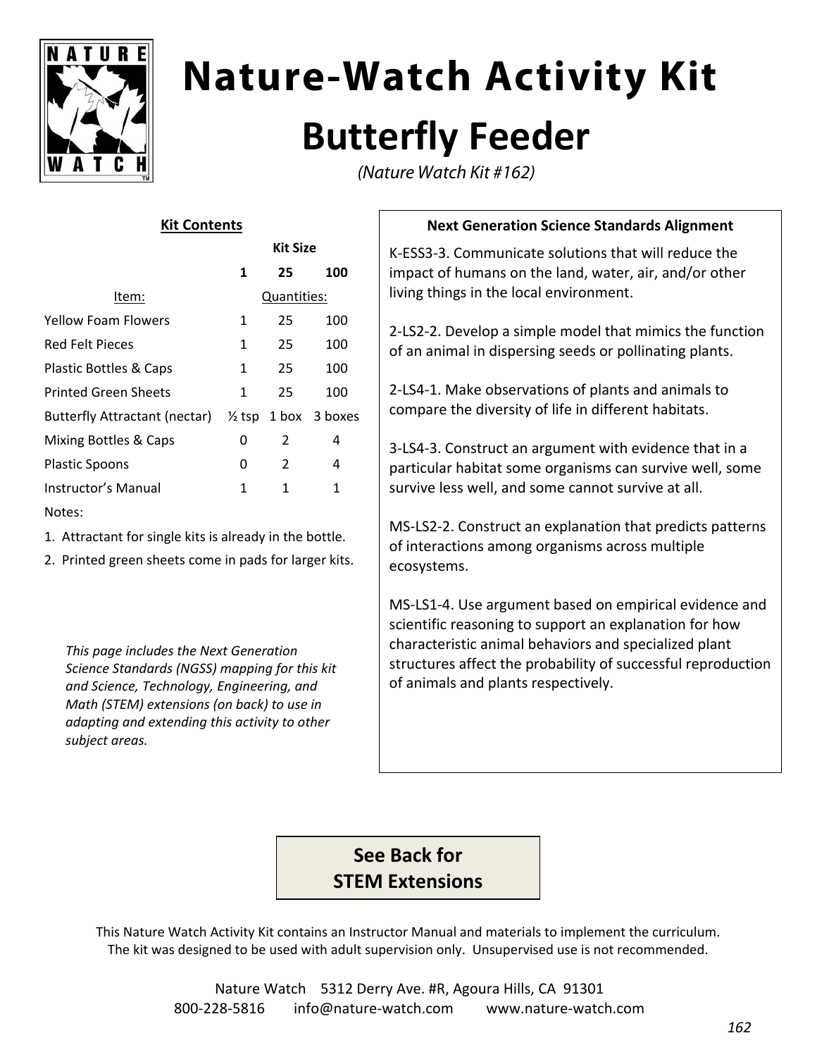# Nature-Watch Activity Kit

## Butterfly Feeder

*(Nature Watch Kit #162)*

**Kit Contents**

| Item: | Kit Size 1 | 25 | 100 |
|---|---|---|---|
| | Quantities: | | |
| Yellow Foam Flowers | 1 | 25 | 100 |
| Red Felt Pieces | 1 | 25 | 100 |
| Plastic Bottles & Caps | 1 | 25 | 100 |
| Printed Green Sheets | 1 | 25 | 100 |
| Butterfly Attractant (nectar) | ½ tsp | 1 box | 3 boxes |
| Mixing Bottles & Caps | 0 | 2 | 4 |
| Plastic Spoons | 0 | 2 | 4 |
| Instructor's Manual | 1 | 1 | 1 |

Notes:

1. Attractant for single kits is already in the bottle.
2. Printed green sheets come in pads for larger kits.

*This page includes the Next Generation Science Standards (NGSS) mapping for this kit and Science, Technology, Engineering, and Math (STEM) extensions (on back) to use in adapting and extending this activity to other subject areas.*

**Next Generation Science Standards Alignment**

K-ESS3-3. Communicate solutions that will reduce the impact of humans on the land, water, air, and/or other living things in the local environment.

2-LS2-2. Develop a simple model that mimics the function of an animal in dispersing seeds or pollinating plants.

2-LS4-1. Make observations of plants and animals to compare the diversity of life in different habitats.

3-LS4-3. Construct an argument with evidence that in a particular habitat some organisms can survive well, some survive less well, and some cannot survive at all.

MS-LS2-2. Construct an explanation that predicts patterns of interactions among organisms across multiple ecosystems.

MS-LS1-4. Use argument based on empirical evidence and scientific reasoning to support an explanation for how characteristic animal behaviors and specialized plant structures affect the probability of successful reproduction of animals and plants respectively.

**See Back for STEM Extensions**

This Nature Watch Activity Kit contains an Instructor Manual and materials to implement the curriculum. The kit was designed to be used with adult supervision only. Unsupervised use is not recommended.

Nature Watch 5312 Derry Ave. #R, Agoura Hills, CA 91301
800-228-5816 info@nature-watch.com www.nature-watch.com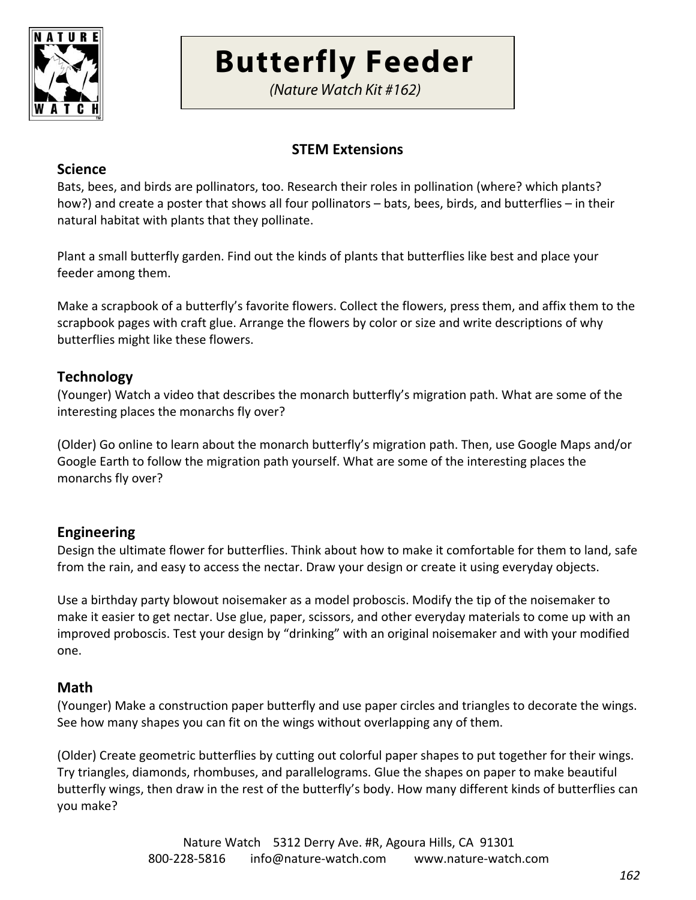# Butterfly Feeder

*(Nature Watch Kit #162)*

## STEM Extensions

### Science

Bats, bees, and birds are pollinators, too. Research their roles in pollination (where? which plants? how?) and create a poster that shows all four pollinators – bats, bees, birds, and butterflies – in their natural habitat with plants that they pollinate.

Plant a small butterfly garden. Find out the kinds of plants that butterflies like best and place your feeder among them.

Make a scrapbook of a butterfly's favorite flowers. Collect the flowers, press them, and affix them to the scrapbook pages with craft glue. Arrange the flowers by color or size and write descriptions of why butterflies might like these flowers.

### Technology

(Younger) Watch a video that describes the monarch butterfly's migration path. What are some of the interesting places the monarchs fly over?

(Older) Go online to learn about the monarch butterfly's migration path. Then, use Google Maps and/or Google Earth to follow the migration path yourself. What are some of the interesting places the monarchs fly over?

### Engineering

Design the ultimate flower for butterflies. Think about how to make it comfortable for them to land, safe from the rain, and easy to access the nectar. Draw your design or create it using everyday objects.

Use a birthday party blowout noisemaker as a model proboscis. Modify the tip of the noisemaker to make it easier to get nectar. Use glue, paper, scissors, and other everyday materials to come up with an improved proboscis. Test your design by "drinking" with an original noisemaker and with your modified one.

### Math

(Younger) Make a construction paper butterfly and use paper circles and triangles to decorate the wings. See how many shapes you can fit on the wings without overlapping any of them.

(Older) Create geometric butterflies by cutting out colorful paper shapes to put together for their wings. Try triangles, diamonds, rhombuses, and parallelograms. Glue the shapes on paper to make beautiful butterfly wings, then draw in the rest of the butterfly's body. How many different kinds of butterflies can you make?

Nature Watch 5312 Derry Ave. #R, Agoura Hills, CA 91301
800-228-5816 info@nature-watch.com www.nature-watch.com